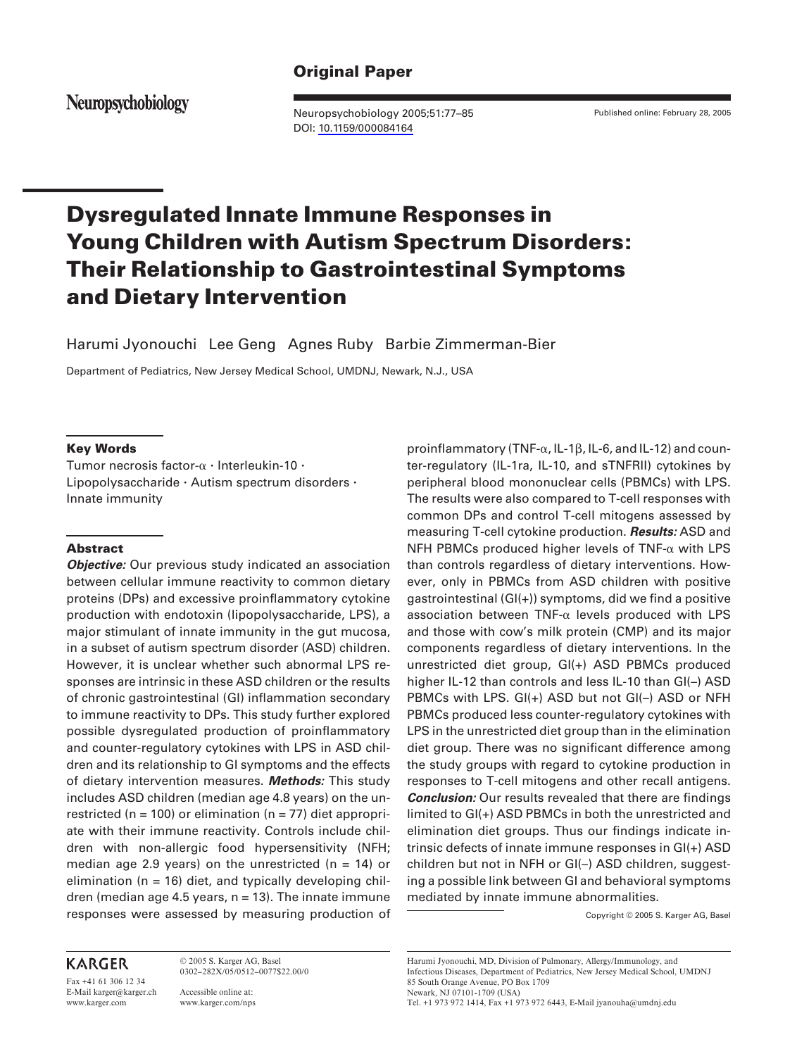Original Paper

# Dysregulated Innate Immune Responses in Young Children with Autism Spectrum Disorders: Their Relationship to Gastrointestinal Symptoms and Dietary Intervention

Harumi Jyonouchi   Lee Geng   Agnes Ruby   Barbie Zimmerman-Bier

Department of Pediatrics, New Jersey Medical School, UMDNJ, Newark, N.J., USA

## Key Words

Tumor necrosis factor-α · Interleukin-10 · Lipopolysaccharide · Autism spectrum disorders · Innate immunity

## Abstract

***Objective:*** Our previous study indicated an association between cellular immune reactivity to common dietary proteins (DPs) and excessive proinflammatory cytokine production with endotoxin (lipopolysaccharide, LPS), a major stimulant of innate immunity in the gut mucosa, in a subset of autism spectrum disorder (ASD) children. However, it is unclear whether such abnormal LPS responses are intrinsic in these ASD children or the results of chronic gastrointestinal (GI) inflammation secondary to immune reactivity to DPs. This study further explored possible dysregulated production of proinflammatory and counter-regulatory cytokines with LPS in ASD children and its relationship to GI symptoms and the effects of dietary intervention measures. ***Methods:*** This study includes ASD children (median age 4.8 years) on the unrestricted (n = 100) or elimination (n = 77) diet appropriate with their immune reactivity. Controls include children with non-allergic food hypersensitivity (NFH; median age 2.9 years) on the unrestricted (n = 14) or elimination (n = 16) diet, and typically developing children (median age 4.5 years, n = 13). The innate immune responses were assessed by measuring production of proinflammatory (TNF-α, IL-1β, IL-6, and IL-12) and counter-regulatory (IL-1ra, IL-10, and sTNFRII) cytokines by peripheral blood mononuclear cells (PBMCs) with LPS. The results were also compared to T-cell responses with common DPs and control T-cell mitogens assessed by measuring T-cell cytokine production. ***Results:*** ASD and NFH PBMCs produced higher levels of TNF-α with LPS than controls regardless of dietary interventions. However, only in PBMCs from ASD children with positive gastrointestinal (GI(+)) symptoms, did we find a positive association between TNF-α levels produced with LPS and those with cow's milk protein (CMP) and its major components regardless of dietary interventions. In the unrestricted diet group, GI(+) ASD PBMCs produced higher IL-12 than controls and less IL-10 than GI(–) ASD PBMCs with LPS. GI(+) ASD but not GI(–) ASD or NFH PBMCs produced less counter-regulatory cytokines with LPS in the unrestricted diet group than in the elimination diet group. There was no significant difference among the study groups with regard to cytokine production in responses to T-cell mitogens and other recall antigens. ***Conclusion:*** Our results revealed that there are findings limited to GI(+) ASD PBMCs in both the unrestricted and elimination diet groups. Thus our findings indicate intrinsic defects of innate immune responses in GI(+) ASD children but not in NFH or GI(–) ASD children, suggesting a possible link between GI and behavioral symptoms mediated by innate immune abnormalities.

Copyright © 2005 S. Karger AG, Basel

KARGER

Fax +41 61 306 12 34
E-Mail karger@karger.ch
www.karger.com

© 2005 S. Karger AG, Basel
0302–282X/05/0512–0077$22.00/0

Accessible online at:
www.karger.com/nps

Harumi Jyonouchi, MD, Division of Pulmonary, Allergy/Immunology, and Infectious Diseases, Department of Pediatrics, New Jersey Medical School, UMDNJ
85 South Orange Avenue, PO Box 1709
Newark, NJ 07101-1709 (USA)
Tel. +1 973 972 1414, Fax +1 973 972 6443, E-Mail jyanouha@umdnj.edu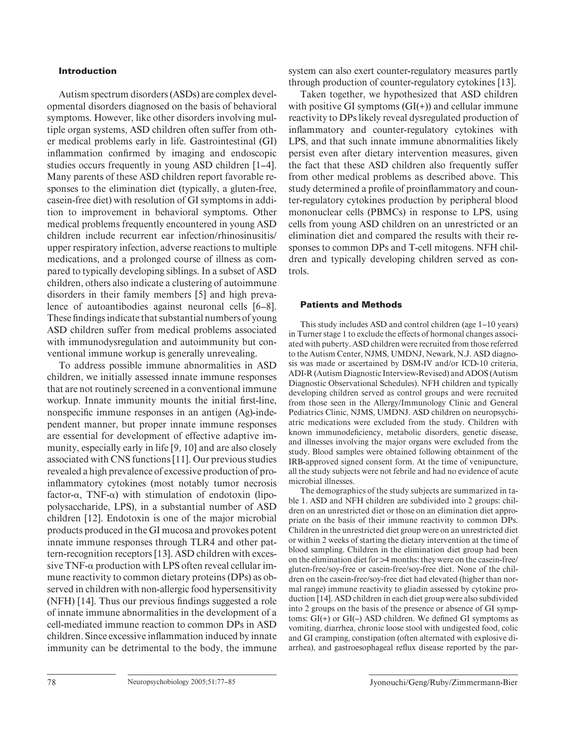## Introduction

Autism spectrum disorders (ASDs) are complex developmental disorders diagnosed on the basis of behavioral symptoms. However, like other disorders involving multiple organ systems, ASD children often suffer from other medical problems early in life. Gastrointestinal (GI) inflammation confirmed by imaging and endoscopic studies occurs frequently in young ASD children [1–4]. Many parents of these ASD children report favorable responses to the elimination diet (typically, a gluten-free, casein-free diet) with resolution of GI symptoms in addition to improvement in behavioral symptoms. Other medical problems frequently encountered in young ASD children include recurrent ear infection/rhinosinusitis/upper respiratory infection, adverse reactions to multiple medications, and a prolonged course of illness as compared to typically developing siblings. In a subset of ASD children, others also indicate a clustering of autoimmune disorders in their family members [5] and high prevalence of autoantibodies against neuronal cells [6–8]. These findings indicate that substantial numbers of young ASD children suffer from medical problems associated with immunodysregulation and autoimmunity but conventional immune workup is generally unrevealing.

To address possible immune abnormalities in ASD children, we initially assessed innate immune responses that are not routinely screened in a conventional immune workup. Innate immunity mounts the initial first-line, nonspecific immune responses in an antigen (Ag)-independent manner, but proper innate immune responses are essential for development of effective adaptive immunity, especially early in life [9, 10] and are also closely associated with CNS functions [11]. Our previous studies revealed a high prevalence of excessive production of proinflammatory cytokines (most notably tumor necrosis factor-α, TNF-α) with stimulation of endotoxin (lipopolysaccharide, LPS), in a substantial number of ASD children [12]. Endotoxin is one of the major microbial products produced in the GI mucosa and provokes potent innate immune responses through TLR4 and other pattern-recognition receptors [13]. ASD children with excessive TNF-α production with LPS often reveal cellular immune reactivity to common dietary proteins (DPs) as observed in children with non-allergic food hypersensitivity (NFH) [14]. Thus our previous findings suggested a role of innate immune abnormalities in the development of a cell-mediated immune reaction to common DPs in ASD children. Since excessive inflammation induced by innate immunity can be detrimental to the body, the immune system can also exert counter-regulatory measures partly through production of counter-regulatory cytokines [13].

Taken together, we hypothesized that ASD children with positive GI symptoms (GI(+)) and cellular immune reactivity to DPs likely reveal dysregulated production of inflammatory and counter-regulatory cytokines with LPS, and that such innate immune abnormalities likely persist even after dietary intervention measures, given the fact that these ASD children also frequently suffer from other medical problems as described above. This study determined a profile of proinflammatory and counter-regulatory cytokines production by peripheral blood mononuclear cells (PBMCs) in response to LPS, using cells from young ASD children on an unrestricted or an elimination diet and compared the results with their responses to common DPs and T-cell mitogens. NFH children and typically developing children served as controls.

## Patients and Methods

This study includes ASD and control children (age 1–10 years) in Turner stage 1 to exclude the effects of hormonal changes associated with puberty. ASD children were recruited from those referred to the Autism Center, NJMS, UMDNJ, Newark, N.J. ASD diagnosis was made or ascertained by DSM-IV and/or ICD-10 criteria, ADI-R (Autism Diagnostic Interview-Revised) and ADOS (Autism Diagnostic Observational Schedules). NFH children and typically developing children served as control groups and were recruited from those seen in the Allergy/Immunology Clinic and General Pediatrics Clinic, NJMS, UMDNJ. ASD children on neuropsychiatric medications were excluded from the study. Children with known immunodeficiency, metabolic disorders, genetic disease, and illnesses involving the major organs were excluded from the study. Blood samples were obtained following obtainment of the IRB-approved signed consent form. At the time of venipuncture, all the study subjects were not febrile and had no evidence of acute microbial illnesses.

The demographics of the study subjects are summarized in table 1. ASD and NFH children are subdivided into 2 groups: children on an unrestricted diet or those on an elimination diet appropriate on the basis of their immune reactivity to common DPs. Children in the unrestricted diet group were on an unrestricted diet or within 2 weeks of starting the dietary intervention at the time of blood sampling. Children in the elimination diet group had been on the elimination diet for >4 months: they were on the casein-free/gluten-free/soy-free or casein-free/soy-free diet. None of the children on the casein-free/soy-free diet had elevated (higher than normal range) immune reactivity to gliadin assessed by cytokine production [14]. ASD children in each diet group were also subdivided into 2 groups on the basis of the presence or absence of GI symptoms: GI(+) or GI(–) ASD children. We defined GI symptoms as vomiting, diarrhea, chronic loose stool with undigested food, colic and GI cramping, constipation (often alternated with explosive diarrhea), and gastroesophageal reflux disease reported by the par-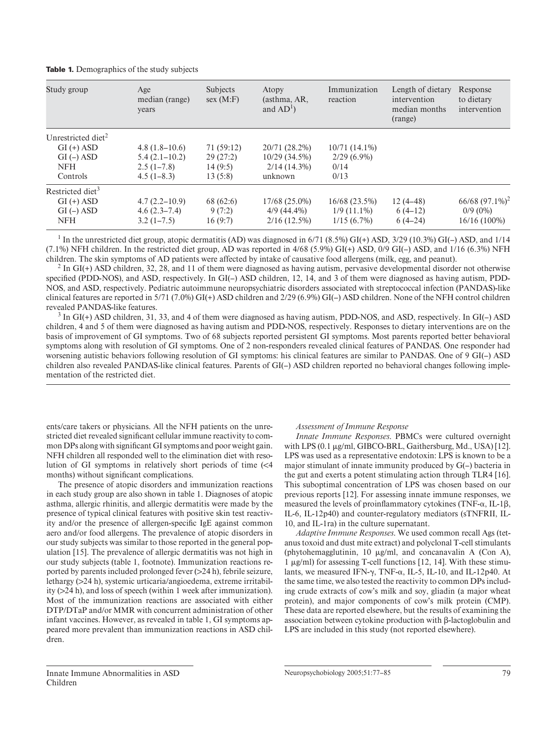**Table 1.** Demographics of the study subjects

| Study group | Age median (range) years | Subjects sex (M:F) | Atopy (asthma, AR, and AD[1]) | Immunization reaction | Length of dietary intervention median months (range) | Response to dietary intervention |
|---|---|---|---|---|---|---|
| Unrestricted diet[2] | | | | | | |
| GI (+) ASD | 4.8 (1.8–10.6) | 71 (59:12) | 20/71 (28.2%) | 10/71 (14.1%) | | |
| GI (–) ASD | 5.4 (2.1–10.2) | 29 (27:2) | 10/29 (34.5%) | 2/29 (6.9%) | | |
| NFH | 2.5 (1–7.8) | 14 (9:5) | 2/14 (14.3%) | 0/14 | | |
| Controls | 4.5 (1–8.3) | 13 (5:8) | unknown | 0/13 | | |
| Restricted diet[3] | | | | | | |
| GI (+) ASD | 4.7 (2.2–10.9) | 68 (62:6) | 17/68 (25.0%) | 16/68 (23.5%) | 12 (4–48) | 66/68 (97.1%)[2] |
| GI (–) ASD | 4.6 (2.3–7.4) | 9 (7:2) | 4/9 (44.4%) | 1/9 (11.1%) | 6 (4–12) | 0/9 (0%) |
| NFH | 3.2 (1–7.5) | 16 (9:7) | 2/16 (12.5%) | 1/15 (6.7%) | 6 (4–24) | 16/16 (100%) |

[1] In the unrestricted diet group, atopic dermatitis (AD) was diagnosed in 6/71 (8.5%) GI(+) ASD, 3/29 (10.3%) GI(–) ASD, and 1/14 (7.1%) NFH children. In the restricted diet group, AD was reported in 4/68 (5.9%) GI(+) ASD, 0/9 GI(–) ASD, and 1/16 (6.3%) NFH children. The skin symptoms of AD patients were affected by intake of causative food allergens (milk, egg, and peanut).

[2] In GI(+) ASD children, 32, 28, and 11 of them were diagnosed as having autism, pervasive developmental disorder not otherwise specified (PDD-NOS), and ASD, respectively. In GI(–) ASD children, 12, 14, and 3 of them were diagnosed as having autism, PDD-NOS, and ASD, respectively. Pediatric autoimmune neuropsychiatric disorders associated with streptococcal infection (PANDAS)-like clinical features are reported in 5/71 (7.0%) GI(+) ASD children and 2/29 (6.9%) GI(–) ASD children. None of the NFH control children revealed PANDAS-like features.

[3] In GI(+) ASD children, 31, 33, and 4 of them were diagnosed as having autism, PDD-NOS, and ASD, respectively. In GI(–) ASD children, 4 and 5 of them were diagnosed as having autism and PDD-NOS, respectively. Responses to dietary interventions are on the basis of improvement of GI symptoms. Two of 68 subjects reported persistent GI symptoms. Most parents reported better behavioral symptoms along with resolution of GI symptoms. One of 2 non-responders revealed clinical features of PANDAS. One responder had worsening autistic behaviors following resolution of GI symptoms: his clinical features are similar to PANDAS. One of 9 GI(–) ASD children also revealed PANDAS-like clinical features. Parents of GI(–) ASD children reported no behavioral changes following implementation of the restricted diet.

ents/care takers or physicians. All the NFH patients on the unrestricted diet revealed significant cellular immune reactivity to common DPs along with significant GI symptoms and poor weight gain. NFH children all responded well to the elimination diet with resolution of GI symptoms in relatively short periods of time (<4 months) without significant complications.

The presence of atopic disorders and immunization reactions in each study group are also shown in table 1. Diagnoses of atopic asthma, allergic rhinitis, and allergic dermatitis were made by the presence of typical clinical features with positive skin test reactivity and/or the presence of allergen-specific IgE against common aero and/or food allergens. The prevalence of atopic disorders in our study subjects was similar to those reported in the general population [15]. The prevalence of allergic dermatitis was not high in our study subjects (table 1, footnote). Immunization reactions reported by parents included prolonged fever (>24 h), febrile seizure, lethargy (>24 h), systemic urticaria/angioedema, extreme irritability (>24 h), and loss of speech (within 1 week after immunization). Most of the immunization reactions are associated with either DTP/DTaP and/or MMR with concurrent administration of other infant vaccines. However, as revealed in table 1, GI symptoms appeared more prevalent than immunization reactions in ASD children.

*Assessment of Immune Response*

*Innate Immune Responses.* PBMCs were cultured overnight with LPS (0.1 μg/ml, GIBCO-BRL, Gaithersburg, Md., USA) [12]. LPS was used as a representative endotoxin: LPS is known to be a major stimulant of innate immunity produced by G(–) bacteria in the gut and exerts a potent stimulating action through TLR4 [16]. This suboptimal concentration of LPS was chosen based on our previous reports [12]. For assessing innate immune responses, we measured the levels of proinflammatory cytokines (TNF-α, IL-1β, IL-6, IL-12p40) and counter-regulatory mediators (sTNFRII, IL-10, and IL-1ra) in the culture supernatant.

*Adaptive Immune Responses.* We used common recall Ags (tetanus toxoid and dust mite extract) and polyclonal T-cell stimulants (phytohemagglutinin, 10 μg/ml, and concanavalin A (Con A), 1 μg/ml) for assessing T-cell functions [12, 14]. With these stimulants, we measured IFN-γ, TNF-α, IL-5, IL-10, and IL-12p40. At the same time, we also tested the reactivity to common DPs including crude extracts of cow's milk and soy, gliadin (a major wheat protein), and major components of cow's milk protein (CMP). These data are reported elsewhere, but the results of examining the association between cytokine production with β-lactoglobulin and LPS are included in this study (not reported elsewhere).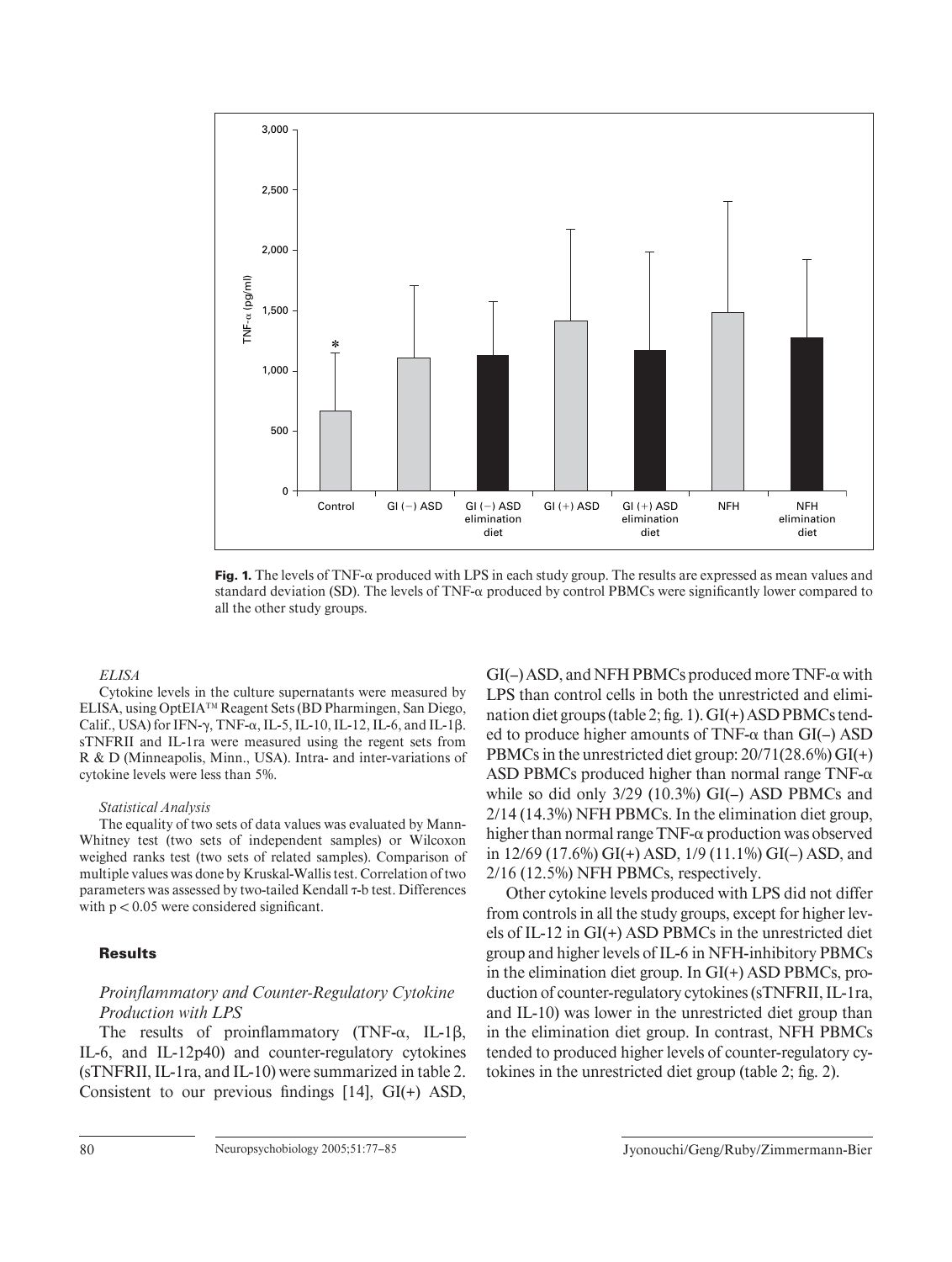**Fig. 1.** The levels of TNF-α produced with LPS in each study group. The results are expressed as mean values and standard deviation (SD). The levels of TNF-α produced by control PBMCs were significantly lower compared to all the other study groups.

*ELISA*

Cytokine levels in the culture supernatants were measured by ELISA, using OptEIA™ Reagent Sets (BD Pharmingen, San Diego, Calif., USA) for IFN-γ, TNF-α, IL-5, IL-10, IL-12, IL-6, and IL-1β. sTNFRII and IL-1ra were measured using the regent sets from R & D (Minneapolis, Minn., USA). Intra- and inter-variations of cytokine levels were less than 5%.

*Statistical Analysis*

The equality of two sets of data values was evaluated by Mann-Whitney test (two sets of independent samples) or Wilcoxon weighed ranks test (two sets of related samples). Comparison of multiple values was done by Kruskal-Wallis test. Correlation of two parameters was assessed by two-tailed Kendall τ-b test. Differences with $p < 0.05$ were considered significant.

## Results

### *Proinflammatory and Counter-Regulatory Cytokine Production with LPS*

The results of proinflammatory (TNF-α, IL-1β, IL-6, and IL-12p40) and counter-regulatory cytokines (sTNFRII, IL-1ra, and IL-10) were summarized in table 2. Consistent to our previous findings [14], GI(+) ASD, GI(–) ASD, and NFH PBMCs produced more TNF-α with LPS than control cells in both the unrestricted and elimination diet groups (table 2; fig. 1). GI(+) ASD PBMCs tended to produce higher amounts of TNF-α than GI(–) ASD PBMCs in the unrestricted diet group: 20/71(28.6%) GI(+) ASD PBMCs produced higher than normal range TNF-α while so did only 3/29 (10.3%) GI(–) ASD PBMCs and 2/14 (14.3%) NFH PBMCs. In the elimination diet group, higher than normal range TNF-α production was observed in 12/69 (17.6%) GI(+) ASD, 1/9 (11.1%) GI(–) ASD, and 2/16 (12.5%) NFH PBMCs, respectively.

Other cytokine levels produced with LPS did not differ from controls in all the study groups, except for higher levels of IL-12 in GI(+) ASD PBMCs in the unrestricted diet group and higher levels of IL-6 in NFH-inhibitory PBMCs in the elimination diet group. In GI(+) ASD PBMCs, production of counter-regulatory cytokines (sTNFRII, IL-1ra, and IL-10) was lower in the unrestricted diet group than in the elimination diet group. In contrast, NFH PBMCs tended to produced higher levels of counter-regulatory cytokines in the unrestricted diet group (table 2; fig. 2).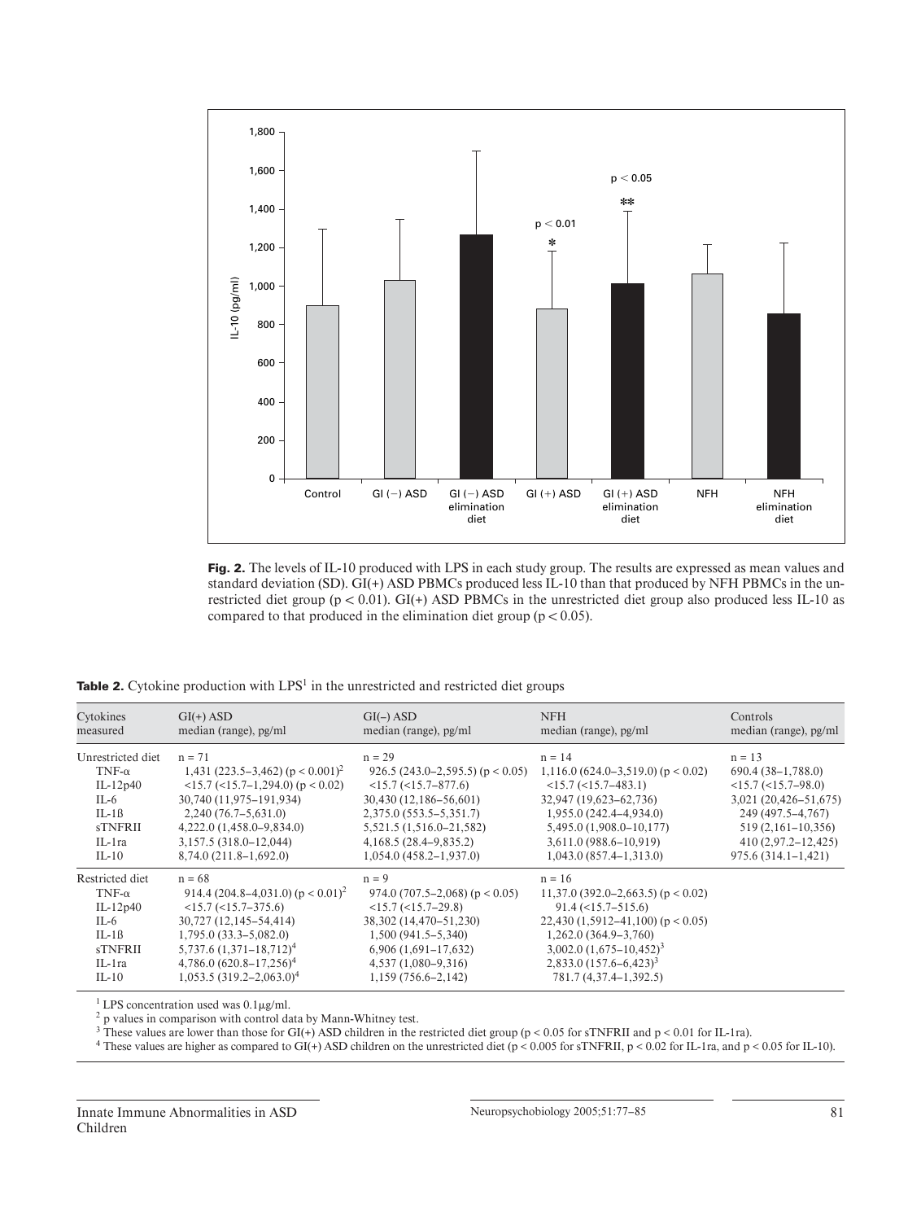**Fig. 2.** The levels of IL-10 produced with LPS in each study group. The results are expressed as mean values and standard deviation (SD). GI(+) ASD PBMCs produced less IL-10 than that produced by NFH PBMCs in the unrestricted diet group ($p < 0.01$). GI(+) ASD PBMCs in the unrestricted diet group also produced less IL-10 as compared to that produced in the elimination diet group ($p < 0.05$).

**Table 2.** Cytokine production with LPS[1] in the unrestricted and restricted diet groups

| Cytokines measured | GI(+) ASD median (range), pg/ml | GI(–) ASD median (range), pg/ml | NFH median (range), pg/ml | Controls median (range), pg/ml |
|---|---|---|---|---|
| Unrestricted diet | n = 71 | n = 29 | n = 14 | n = 13 |
| TNF-α | 1,431 (223.5–3,462) (p < 0.001)[2] | 926.5 (243.0–2,595.5) (p < 0.05) | 1,116.0 (624.0–3,519.0) (p < 0.02) | 690.4 (38–1,788.0) |
| IL-12p40 | <15.7 (<15.7–1,294.0) (p < 0.02) | <15.7 (<15.7–877.6) | <15.7 (<15.7–483.1) | <15.7 (<15.7–98.0) |
| IL-6 | 30,740 (11,975–191,934) | 30,430 (12,186–56,601) | 32,947 (19,623–62,736) | 3,021 (20,426–51,675) |
| IL-1ß | 2,240 (76.7–5,631.0) | 2,375.0 (553.5–5,351.7) | 1,955.0 (242.4–4,934.0) | 249 (497.5–4,767) |
| sTNFRII | 4,222.0 (1,458.0–9,834.0) | 5,521.5 (1,516.0–21,582) | 5,495.0 (1,908.0–10,177) | 519 (2,161–10,356) |
| IL-1ra | 3,157.5 (318.0–12,044) | 4,168.5 (28.4–9,835.2) | 3,611.0 (988.6–10,919) | 410 (2,97.2–12,425) |
| IL-10 | 8,74.0 (211.8–1,692.0) | 1,054.0 (458.2–1,937.0) | 1,043.0 (857.4–1,313.0) | 975.6 (314.1–1,421) |
| Restricted diet | n = 68 | n = 9 | n = 16 | |
| TNF-α | 914.4 (204.8–4,031.0) (p < 0.01)[2] | 974.0 (707.5–2,068) (p < 0.05) | 11,37.0 (392.0–2,663.5) (p < 0.02) | |
| IL-12p40 | <15.7 (<15.7–375.6) | <15.7 (<15.7–29.8) | 91.4 (<15.7–515.6) | |
| IL-6 | 30,727 (12,145–54,414) | 38,302 (14,470–51,230) | 22,430 (1,5912–41,100) (p < 0.05) | |
| IL-1ß | 1,795.0 (33.3–5,082.0) | 1,500 (941.5–5,340) | 1,262.0 (364.9–3,760) | |
| sTNFRII | 5,737.6 (1,371–18,712)[4] | 6,906 (1,691–17,632) | 3,002.0 (1,675–10,452)[3] | |
| IL-1ra | 4,786.0 (620.8–17,256)[4] | 4,537 (1,080–9,316) | 2,833.0 (157.6–6,423)[3] | |
| IL-10 | 1,053.5 (319.2–2,063.0)[4] | 1,159 (756.6–2,142) | 781.7 (4,37.4–1,392.5) | |

[1] LPS concentration used was 0.1μg/ml.
[2] p values in comparison with control data by Mann-Whitney test.
[3] These values are lower than those for GI(+) ASD children in the restricted diet group ($p < 0.05$ for sTNFRII and $p < 0.01$ for IL-1ra).
[4] These values are higher as compared to GI(+) ASD children on the unrestricted diet ($p < 0.005$ for sTNFRII, $p < 0.02$ for IL-1ra, and $p < 0.05$ for IL-10).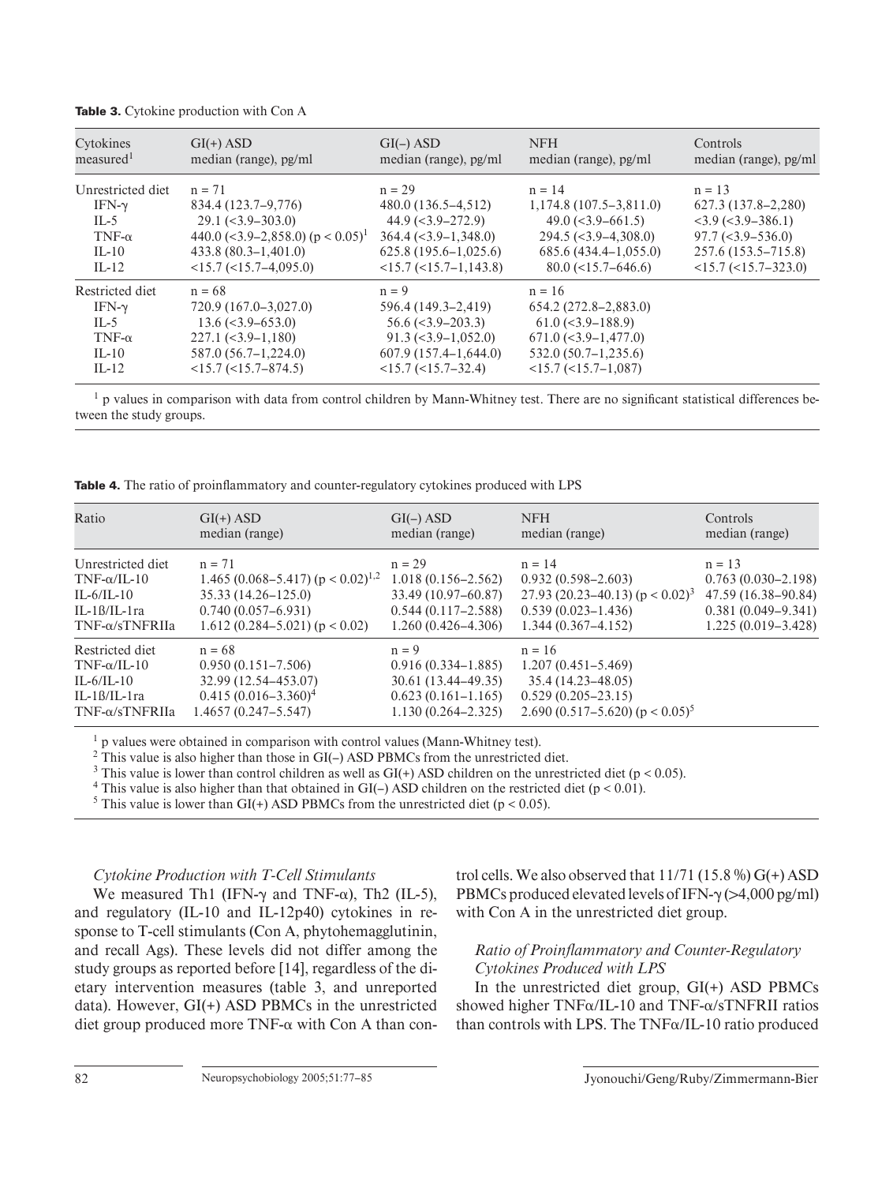**Table 3.** Cytokine production with Con A

| Cytokines measured[1] | GI(+) ASD median (range), pg/ml | GI(–) ASD median (range), pg/ml | NFH median (range), pg/ml | Controls median (range), pg/ml |
|---|---|---|---|---|
| Unrestricted diet | n = 71 | n = 29 | n = 14 | n = 13 |
| IFN-γ | 834.4 (123.7–9,776) | 480.0 (136.5–4,512) | 1,174.8 (107.5–3,811.0) | 627.3 (137.8–2,280) |
| IL-5 | 29.1 (<3.9–303.0) | 44.9 (<3.9–272.9) | 49.0 (<3.9–661.5) | <3.9 (<3.9–386.1) |
| TNF-α | 440.0 (<3.9–2,858.0) ($p < 0.05$)[1] | 364.4 (<3.9–1,348.0) | 294.5 (<3.9–4,308.0) | 97.7 (<3.9–536.0) |
| IL-10 | 433.8 (80.3–1,401.0) | 625.8 (195.6–1,025.6) | 685.6 (434.4–1,055.0) | 257.6 (153.5–715.8) |
| IL-12 | <15.7 (<15.7–4,095.0) | <15.7 (<15.7–1,143.8) | 80.0 (<15.7–646.6) | <15.7 (<15.7–323.0) |
| Restricted diet | n = 68 | n = 9 | n = 16 | |
| IFN-γ | 720.9 (167.0–3,027.0) | 596.4 (149.3–2,419) | 654.2 (272.8–2,883.0) | |
| IL-5 | 13.6 (<3.9–653.0) | 56.6 (<3.9–203.3) | 61.0 (<3.9–188.9) | |
| TNF-α | 227.1 (<3.9–1,180) | 91.3 (<3.9–1,052.0) | 671.0 (<3.9–1,477.0) | |
| IL-10 | 587.0 (56.7–1,224.0) | 607.9 (157.4–1,644.0) | 532.0 (50.7–1,235.6) | |
| IL-12 | <15.7 (<15.7–874.5) | <15.7 (<15.7–32.4) | <15.7 (<15.7–1,087) | |

[1] p values in comparison with data from control children by Mann-Whitney test. There are no significant statistical differences between the study groups.

**Table 4.** The ratio of proinflammatory and counter-regulatory cytokines produced with LPS

| Ratio | GI(+) ASD median (range) | GI(–) ASD median (range) | NFH median (range) | Controls median (range) |
|---|---|---|---|---|
| Unrestricted diet | n = 71 | n = 29 | n = 14 | n = 13 |
| TNF-α/IL-10 | 1.465 (0.068–5.417) ($p < 0.02$)[1,2] | 1.018 (0.156–2.562) | 0.932 (0.598–2.603) | 0.763 (0.030–2.198) |
| IL-6/IL-10 | 35.33 (14.26–125.0) | 33.49 (10.97–60.87) | 27.93 (20.23–40.13) ($p < 0.02$)[3] | 47.59 (16.38–90.84) |
| IL-1ß/IL-1ra | 0.740 (0.057–6.931) | 0.544 (0.117–2.588) | 0.539 (0.023–1.436) | 0.381 (0.049–9.341) |
| TNF-α/sTNFRIIa | 1.612 (0.284–5.021) ($p < 0.02$) | 1.260 (0.426–4.306) | 1.344 (0.367–4.152) | 1.225 (0.019–3.428) |
| Restricted diet | n = 68 | n = 9 | n = 16 | |
| TNF-α/IL-10 | 0.950 (0.151–7.506) | 0.916 (0.334–1.885) | 1.207 (0.451–5.469) | |
| IL-6/IL-10 | 32.99 (12.54–453.07) | 30.61 (13.44–49.35) | 35.4 (14.23–48.05) | |
| IL-1ß/IL-1ra | 0.415 (0.016–3.360)[4] | 0.623 (0.161–1.165) | 0.529 (0.205–23.15) | |
| TNF-α/sTNFRIIa | 1.4657 (0.247–5.547) | 1.130 (0.264–2.325) | 2.690 (0.517–5.620) ($p < 0.05$)[5] | |

[1] p values were obtained in comparison with control values (Mann-Whitney test).
[2] This value is also higher than those in GI(–) ASD PBMCs from the unrestricted diet.
[3] This value is lower than control children as well as GI(+) ASD children on the unrestricted diet ($p < 0.05$).
[4] This value is also higher than that obtained in GI(–) ASD children on the restricted diet ($p < 0.01$).
[5] This value is lower than GI(+) ASD PBMCs from the unrestricted diet ($p < 0.05$).

*Cytokine Production with T-Cell Stimulants*

We measured Th1 (IFN-γ and TNF-α), Th2 (IL-5), and regulatory (IL-10 and IL-12p40) cytokines in response to T-cell stimulants (Con A, phytohemagglutinin, and recall Ags). These levels did not differ among the study groups as reported before [14], regardless of the dietary intervention measures (table 3, and unreported data). However, GI(+) ASD PBMCs in the unrestricted diet group produced more TNF-α with Con A than control cells. We also observed that 11/71 (15.8 %) G(+) ASD PBMCs produced elevated levels of IFN-γ (>4,000 pg/ml) with Con A in the unrestricted diet group.

*Ratio of Proinflammatory and Counter-Regulatory Cytokines Produced with LPS*

In the unrestricted diet group, GI(+) ASD PBMCs showed higher TNFα/IL-10 and TNF-α/sTNFRII ratios than controls with LPS. The TNFα/IL-10 ratio produced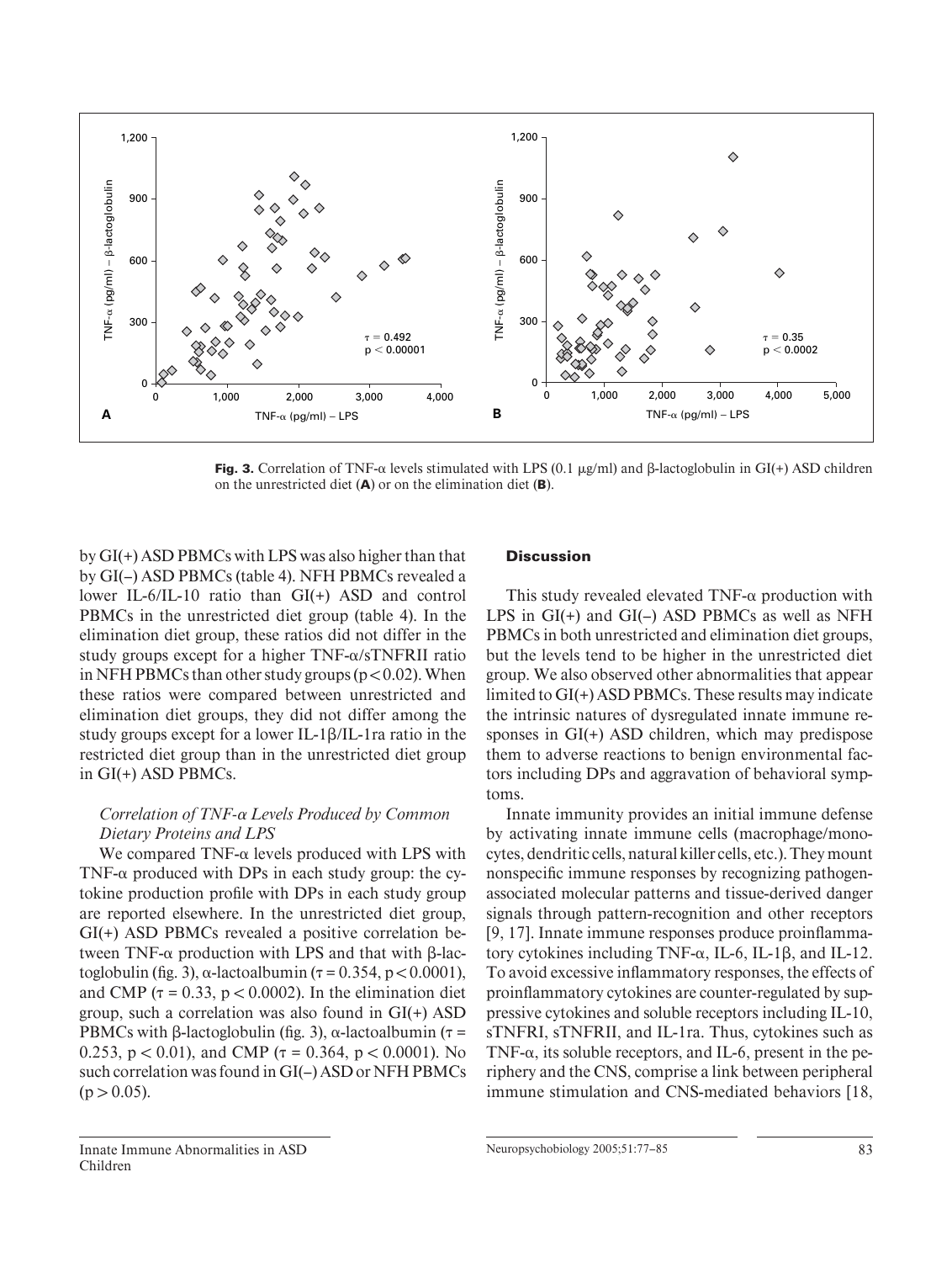Fig. 3. Correlation of TNF-α levels stimulated with LPS (0.1 μg/ml) and β-lactoglobulin in GI(+) ASD children on the unrestricted diet (**A**) or on the elimination diet (**B**).

by GI(+) ASD PBMCs with LPS was also higher than that by GI(–) ASD PBMCs (table 4). NFH PBMCs revealed a lower IL-6/IL-10 ratio than GI(+) ASD and control PBMCs in the unrestricted diet group (table 4). In the elimination diet group, these ratios did not differ in the study groups except for a higher TNF-α/sTNFRII ratio in NFH PBMCs than other study groups ($p < 0.02$). When these ratios were compared between unrestricted and elimination diet groups, they did not differ among the study groups except for a lower IL-1β/IL-1ra ratio in the restricted diet group than in the unrestricted diet group in GI(+) ASD PBMCs.

### *Correlation of TNF-α Levels Produced by Common Dietary Proteins and LPS*

We compared TNF-α levels produced with LPS with TNF-α produced with DPs in each study group: the cytokine production profile with DPs in each study group are reported elsewhere. In the unrestricted diet group, GI(+) ASD PBMCs revealed a positive correlation between TNF-α production with LPS and that with β-lactoglobulin (fig. 3), α-lactoalbumin ($\tau = 0.354$, $p < 0.0001$), and CMP ($\tau = 0.33$, $p < 0.0002$). In the elimination diet group, such a correlation was also found in GI(+) ASD PBMCs with β-lactoglobulin (fig. 3), α-lactoalbumin ($\tau = 0.253$, $p < 0.01$), and CMP ($\tau = 0.364$, $p < 0.0001$). No such correlation was found in GI(–) ASD or NFH PBMCs ($p > 0.05$).

## Discussion

This study revealed elevated TNF-α production with LPS in GI(+) and GI(–) ASD PBMCs as well as NFH PBMCs in both unrestricted and elimination diet groups, but the levels tend to be higher in the unrestricted diet group. We also observed other abnormalities that appear limited to GI(+) ASD PBMCs. These results may indicate the intrinsic natures of dysregulated innate immune responses in GI(+) ASD children, which may predispose them to adverse reactions to benign environmental factors including DPs and aggravation of behavioral symptoms.

Innate immunity provides an initial immune defense by activating innate immune cells (macrophage/monocytes, dendritic cells, natural killer cells, etc.). They mount nonspecific immune responses by recognizing pathogen-associated molecular patterns and tissue-derived danger signals through pattern-recognition and other receptors [9, 17]. Innate immune responses produce proinflammatory cytokines including TNF-α, IL-6, IL-1β, and IL-12. To avoid excessive inflammatory responses, the effects of proinflammatory cytokines are counter-regulated by suppressive cytokines and soluble receptors including IL-10, sTNFRI, sTNFRII, and IL-1ra. Thus, cytokines such as TNF-α, its soluble receptors, and IL-6, present in the periphery and the CNS, comprise a link between peripheral immune stimulation and CNS-mediated behaviors [18,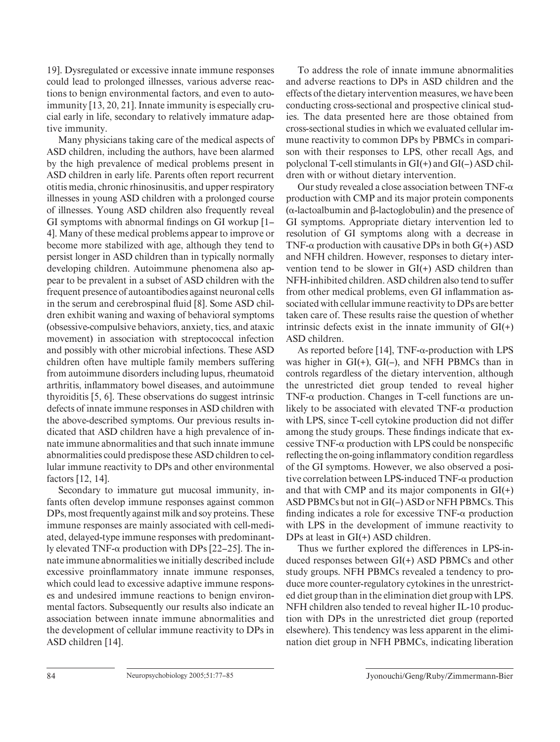19]. Dysregulated or excessive innate immune responses could lead to prolonged illnesses, various adverse reactions to benign environmental factors, and even to autoimmunity [13, 20, 21]. Innate immunity is especially crucial early in life, secondary to relatively immature adaptive immunity.

Many physicians taking care of the medical aspects of ASD children, including the authors, have been alarmed by the high prevalence of medical problems present in ASD children in early life. Parents often report recurrent otitis media, chronic rhinosinusitis, and upper respiratory illnesses in young ASD children with a prolonged course of illnesses. Young ASD children also frequently reveal GI symptoms with abnormal findings on GI workup [1–4]. Many of these medical problems appear to improve or become more stabilized with age, although they tend to persist longer in ASD children than in typically normally developing children. Autoimmune phenomena also appear to be prevalent in a subset of ASD children with the frequent presence of autoantibodies against neuronal cells in the serum and cerebrospinal fluid [8]. Some ASD children exhibit waning and waxing of behavioral symptoms (obsessive-compulsive behaviors, anxiety, tics, and ataxic movement) in association with streptococcal infection and possibly with other microbial infections. These ASD children often have multiple family members suffering from autoimmune disorders including lupus, rheumatoid arthritis, inflammatory bowel diseases, and autoimmune thyroiditis [5, 6]. These observations do suggest intrinsic defects of innate immune responses in ASD children with the above-described symptoms. Our previous results indicated that ASD children have a high prevalence of innate immune abnormalities and that such innate immune abnormalities could predispose these ASD children to cellular immune reactivity to DPs and other environmental factors [12, 14].

Secondary to immature gut mucosal immunity, infants often develop immune responses against common DPs, most frequently against milk and soy proteins. These immune responses are mainly associated with cell-mediated, delayed-type immune responses with predominantly elevated TNF-α production with DPs [22–25]. The innate immune abnormalities we initially described include excessive proinflammatory innate immune responses, which could lead to excessive adaptive immune responses and undesired immune reactions to benign environmental factors. Subsequently our results also indicate an association between innate immune abnormalities and the development of cellular immune reactivity to DPs in ASD children [14].

To address the role of innate immune abnormalities and adverse reactions to DPs in ASD children and the effects of the dietary intervention measures, we have been conducting cross-sectional and prospective clinical studies. The data presented here are those obtained from cross-sectional studies in which we evaluated cellular immune reactivity to common DPs by PBMCs in comparison with their responses to LPS, other recall Ags, and polyclonal T-cell stimulants in GI(+) and GI(–) ASD children with or without dietary intervention.

Our study revealed a close association between TNF-α production with CMP and its major protein components (α-lactoalbumin and β-lactoglobulin) and the presence of GI symptoms. Appropriate dietary intervention led to resolution of GI symptoms along with a decrease in TNF-α production with causative DPs in both G(+) ASD and NFH children. However, responses to dietary intervention tend to be slower in GI(+) ASD children than NFH-inhibited children. ASD children also tend to suffer from other medical problems, even GI inflammation associated with cellular immune reactivity to DPs are better taken care of. These results raise the question of whether intrinsic defects exist in the innate immunity of GI(+) ASD children.

As reported before [14], TNF-α-production with LPS was higher in GI(+), GI(–), and NFH PBMCs than in controls regardless of the dietary intervention, although the unrestricted diet group tended to reveal higher TNF-α production. Changes in T-cell functions are unlikely to be associated with elevated TNF-α production with LPS, since T-cell cytokine production did not differ among the study groups. These findings indicate that excessive TNF-α production with LPS could be nonspecific reflecting the on-going inflammatory condition regardless of the GI symptoms. However, we also observed a positive correlation between LPS-induced TNF-α production and that with CMP and its major components in GI(+) ASD PBMCs but not in GI(–) ASD or NFH PBMCs. This finding indicates a role for excessive TNF-α production with LPS in the development of immune reactivity to DPs at least in GI(+) ASD children.

Thus we further explored the differences in LPS-induced responses between GI(+) ASD PBMCs and other study groups. NFH PBMCs revealed a tendency to produce more counter-regulatory cytokines in the unrestricted diet group than in the elimination diet group with LPS. NFH children also tended to reveal higher IL-10 production with DPs in the unrestricted diet group (reported elsewhere). This tendency was less apparent in the elimination diet group in NFH PBMCs, indicating liberation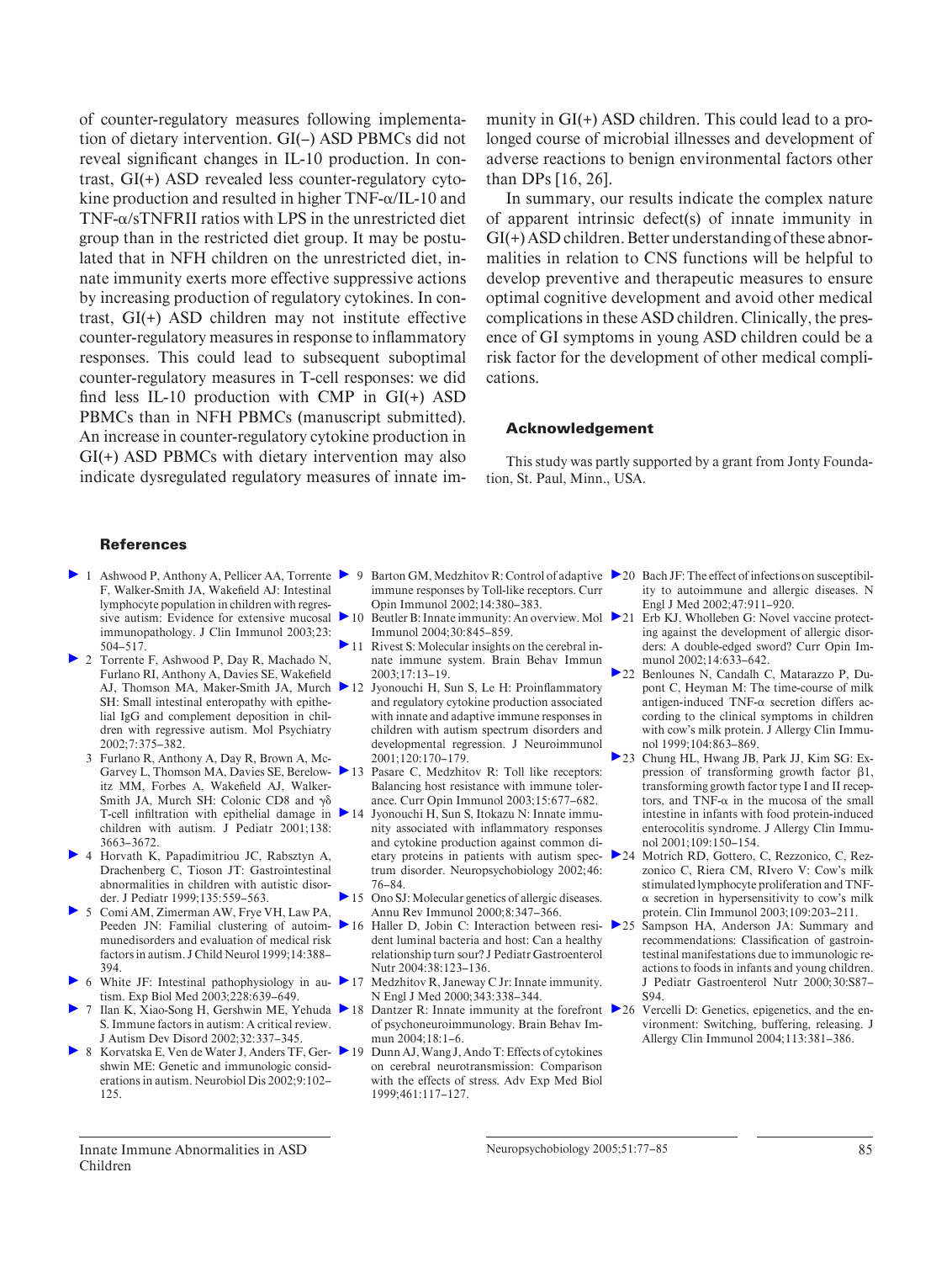of counter-regulatory measures following implementation of dietary intervention. GI(–) ASD PBMCs did not reveal significant changes in IL-10 production. In contrast, GI(+) ASD revealed less counter-regulatory cytokine production and resulted in higher TNF-α/IL-10 and TNF-α/sTNFRII ratios with LPS in the unrestricted diet group than in the restricted diet group. It may be postulated that in NFH children on the unrestricted diet, innate immunity exerts more effective suppressive actions by increasing production of regulatory cytokines. In contrast, GI(+) ASD children may not institute effective counter-regulatory measures in response to inflammatory responses. This could lead to subsequent suboptimal counter-regulatory measures in T-cell responses: we did find less IL-10 production with CMP in GI(+) ASD PBMCs than in NFH PBMCs (manuscript submitted). An increase in counter-regulatory cytokine production in GI(+) ASD PBMCs with dietary intervention may also indicate dysregulated regulatory measures of innate immunity in GI(+) ASD children. This could lead to a prolonged course of microbial illnesses and development of adverse reactions to benign environmental factors other than DPs [16, 26].

In summary, our results indicate the complex nature of apparent intrinsic defect(s) of innate immunity in GI(+) ASD children. Better understanding of these abnormalities in relation to CNS functions will be helpful to develop preventive and therapeutic measures to ensure optimal cognitive development and avoid other medical complications in these ASD children. Clinically, the presence of GI symptoms in young ASD children could be a risk factor for the development of other medical complications.

## Acknowledgement

This study was partly supported by a grant from Jonty Foundation, St. Paul, Minn., USA.

## References

1. Ashwood P, Anthony A, Pellicer AA, Torrente F, Walker-Smith JA, Wakefield AJ: Intestinal lymphocyte population in children with regressive autism: Evidence for extensive mucosal immunopathology. J Clin Immunol 2003;23:504–517.
2. Torrente F, Ashwood P, Day R, Machado N, Furlano RI, Anthony A, Davies SE, Wakefield AJ, Thomson MA, Maker-Smith JA, Murch SH: Small intestinal enteropathy with epithelial IgG and complement deposition in children with regressive autism. Mol Psychiatry 2002;7:375–382.
3. Furlano R, Anthony A, Day R, Brown A, McGarvey L, Thomson MA, Davies SE, Berelowitz MM, Forbes A, Wakefield AJ, Walker-Smith JA, Murch SH: Colonic CD8 and γδ T-cell infiltration with epithelial damage in children with autism. J Pediatr 2001;138:3663–3672.
4. Horvath K, Papadimitriou JC, Rabsztyn A, Drachenberg C, Tioson JT: Gastrointestinal abnormalities in children with autistic disorder. J Pediatr 1999;135:559–563.
5. Comi AM, Zimmerman AW, Frye VH, Law PA, Peeden JN: Familial clustering of autoimmunedisorders and evaluation of medical risk factors in autism. J Child Neurol 1999;14:388–394.
6. White JF: Intestinal pathophysiology in autism. Exp Biol Med 2003;228:639–649.
7. Ilan K, Xiao-Song H, Gershwin ME, Yehuda S. Immune factors in autism: A critical review. J Autism Dev Disord 2002;32:337–345.
8. Korvatska E, Ven de Water J, Anders TF, Gershwin ME: Genetic and immunologic considerations in autism. Neurobiol Dis 2002;9:102–125.
9. Barton GM, Medzhitov R: Control of adaptive immune responses by Toll-like receptors. Curr Opin Immunol 2002;14:380–383.
10. Beutler B: Innate immunity: An overview. Mol Immunol 2004;30:845–859.
11. Rivest S: Molecular insights on the cerebral innate immune system. Brain Behav Immun 2003;17:13–19.
12. Jyonouchi H, Sun S, Le H: Proinflammatory and regulatory cytokine production associated with innate and adaptive immune responses in children with autism spectrum disorders and developmental regression. J Neuroimmunol 2001;120:170–179.
13. Pasare C, Medzhitov R: Toll like receptors: Balancing host resistance with immune tolerance. Curr Opin Immunol 2003;15:677–682.
14. Jyonouchi H, Sun S, Itokazu N: Innate immunity associated with inflammatory responses and cytokine production against common dietary proteins in patients with autism spectrum disorder. Neuropsychobiology 2002;46:76–84.
15. Ono SJ: Molecular genetics of allergic diseases. Annu Rev Immunol 2000;8:347–366.
16. Haller D, Jobin C: Interaction between resident luminal bacteria and host: Can a healthy relationship turn sour? J Pediatr Gastroenterol Nutr 2004;38:123–136.
17. Medzhitov R, Janeway C Jr: Innate immunity. N Engl J Med 2000;343:338–344.
18. Dantzer R: Innate immunity at the forefront of psychoneuroimmunology. Brain Behav Immun 2004;18:1–6.
19. Dunn AJ, Wang J, Ando T: Effects of cytokines on cerebral neurotransmission: Comparison with the effects of stress. Adv Exp Med Biol 1999;461:117–127.
20. Bach JF: The effect of infections on susceptibility to autoimmune and allergic diseases. N Engl J Med 2002;47:911–920.
21. Erb KJ, Wholleben G: Novel vaccine protecting against the development of allergic disorders: A double-edged sword? Curr Opin Immunol 2002;14:633–642.
22. Benlounes N, Candalh C, Matarazzo P, Dupont C, Heyman M: The time-course of milk antigen-induced TNF-α secretion differs according to the clinical symptoms in children with cow's milk protein. J Allergy Clin Immunol 1999;104:863–869.
23. Chung HL, Hwang JB, Park JJ, Kim SG: Expression of transforming growth factor β1, transforming growth factor type I and II receptors, and TNF-α in the mucosa of the small intestine in infants with food protein-induced enterocolitis syndrome. J Allergy Clin Immunol 2001;109:150–154.
24. Motrich RD, Gottero, C, Rezzonico, C, Rezzonico C, Riera CM, RIvero V: Cow's milk stimulated lymphocyte proliferation and TNF-α secretion in hypersensitivity to cow's milk protein. Clin Immunol 2003;109:203–211.
25. Sampson HA, Anderson JA: Summary and recommendations: Classification of gastrointestinal manifestations due to immunologic reactions to foods in infants and young children. J Pediatr Gastroenterol Nutr 2000;30:S87–S94.
26. Vercelli D: Genetics, epigenetics, and the environment: Switching, buffering, releasing. J Allergy Clin Immunol 2004;113:381–386.